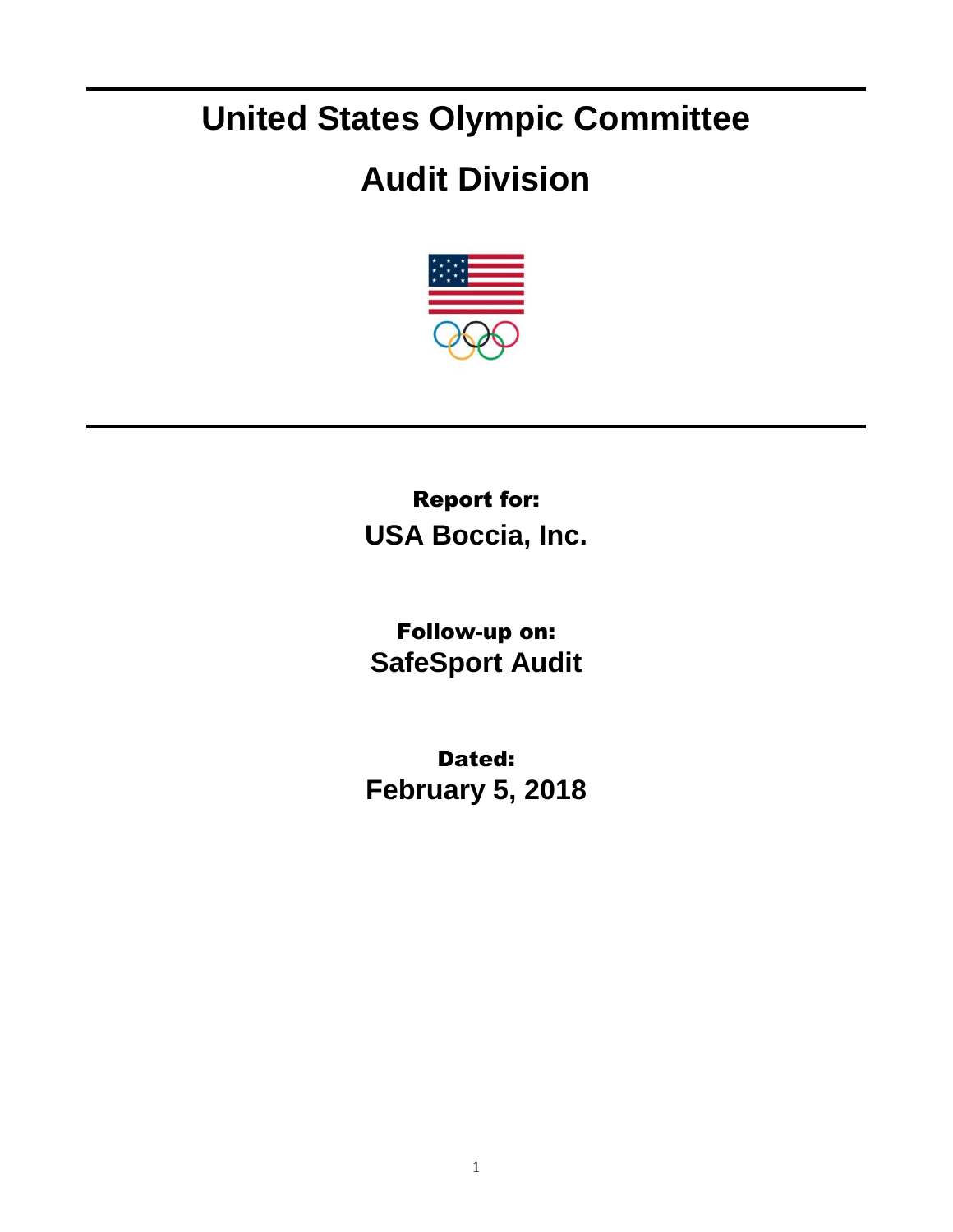# United States Olympic Committee

# Audit Division

**Report for:**
**USA Boccia, Inc.**

**Follow-up on:**
**SafeSport Audit**

**Dated:**
**February 5, 2018**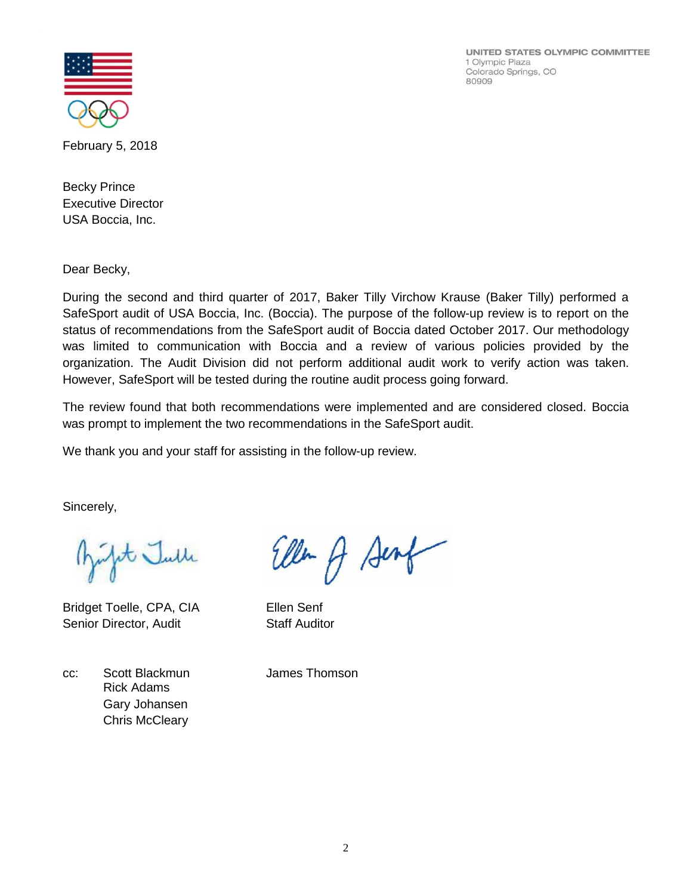UNITED STATES OLYMPIC COMMITTEE
1 Olympic Plaza
Colorado Springs, CO
80909

February 5, 2018

Becky Prince
Executive Director
USA Boccia, Inc.

Dear Becky,

During the second and third quarter of 2017, Baker Tilly Virchow Krause (Baker Tilly) performed a SafeSport audit of USA Boccia, Inc. (Boccia). The purpose of the follow-up review is to report on the status of recommendations from the SafeSport audit of Boccia dated October 2017. Our methodology was limited to communication with Boccia and a review of various policies provided by the organization. The Audit Division did not perform additional audit work to verify action was taken. However, SafeSport will be tested during the routine audit process going forward.

The review found that both recommendations were implemented and are considered closed. Boccia was prompt to implement the two recommendations in the SafeSport audit.

We thank you and your staff for assisting in the follow-up review.

Sincerely,

Bridget Toelle, CPA, CIA
Senior Director, Audit

Ellen Senf
Staff Auditor

cc: Scott Blackmun
Rick Adams
Gary Johansen
Chris McCleary
James Thomson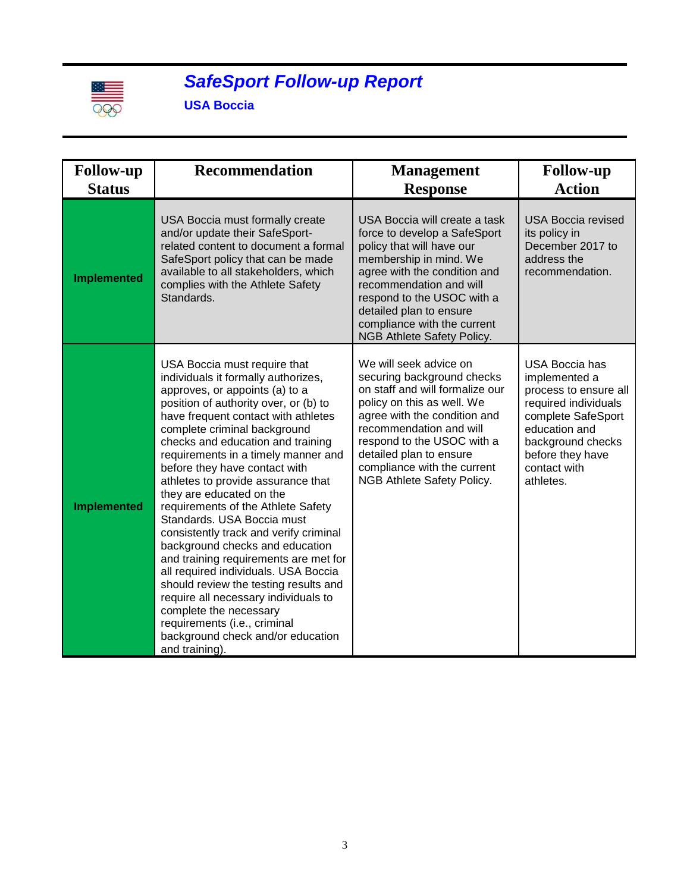# *SafeSport Follow-up Report*

**USA Boccia**

| Follow-up Status | Recommendation | Management Response | Follow-up Action |
|---|---|---|---|
| **Implemented** | USA Boccia must formally create and/or update their SafeSport-related content to document a formal SafeSport policy that can be made available to all stakeholders, which complies with the Athlete Safety Standards. | USA Boccia will create a task force to develop a SafeSport policy that will have our membership in mind. We agree with the condition and recommendation and will respond to the USOC with a detailed plan to ensure compliance with the current NGB Athlete Safety Policy. | USA Boccia revised its policy in December 2017 to address the recommendation. |
| **Implemented** | USA Boccia must require that individuals it formally authorizes, approves, or appoints (a) to a position of authority over, or (b) to have frequent contact with athletes complete criminal background checks and education and training requirements in a timely manner and before they have contact with athletes to provide assurance that they are educated on the requirements of the Athlete Safety Standards. USA Boccia must consistently track and verify criminal background checks and education and training requirements are met for all required individuals. USA Boccia should review the testing results and require all necessary individuals to complete the necessary requirements (i.e., criminal background check and/or education and training). | We will seek advice on securing background checks on staff and will formalize our policy on this as well. We agree with the condition and recommendation and will respond to the USOC with a detailed plan to ensure compliance with the current NGB Athlete Safety Policy. | USA Boccia has implemented a process to ensure all required individuals complete SafeSport education and background checks before they have contact with athletes. |